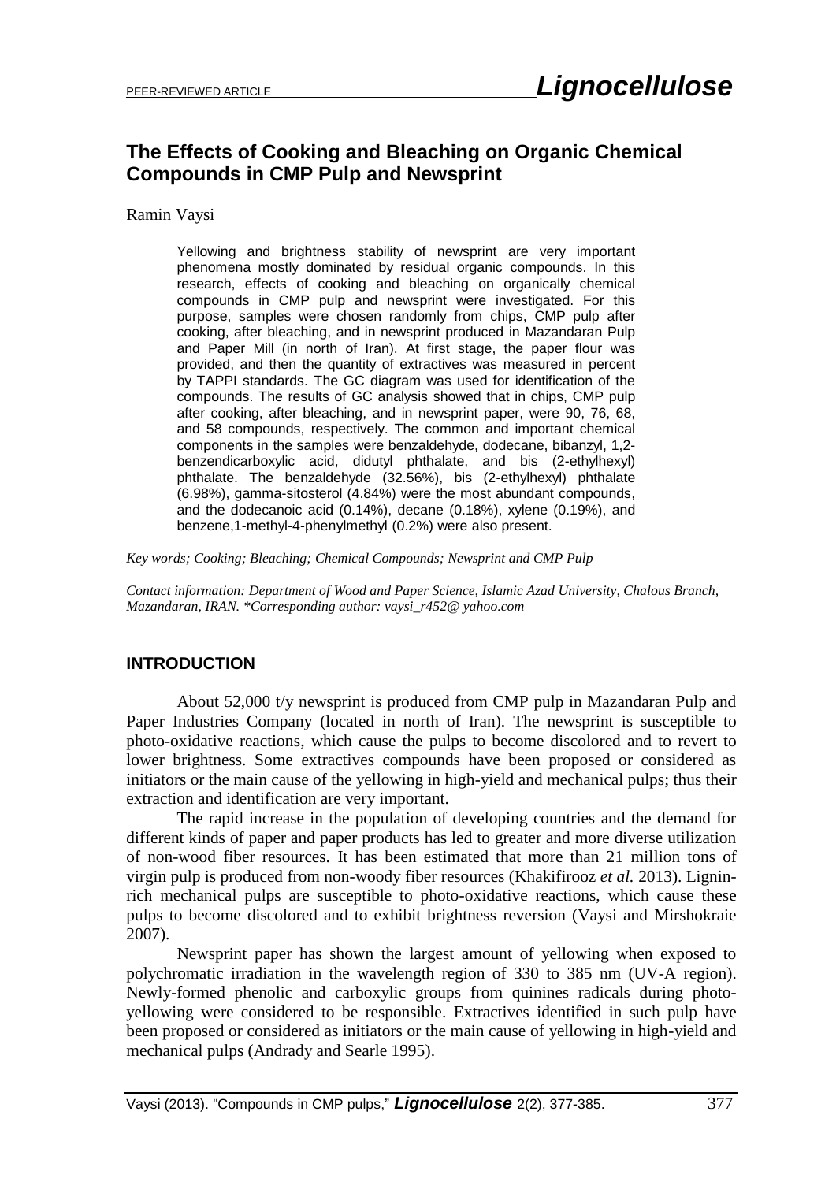# The Effects of Cooking and Bleaching on Organic Chemical Compounds in CMP Pulp and Newsprint

Ramin Vaysi

> Yellowing and brightness stability of newsprint are very important phenomena mostly dominated by residual organic compounds. In this research, effects of cooking and bleaching on organically chemical compounds in CMP pulp and newsprint were investigated. For this purpose, samples were chosen randomly from chips, CMP pulp after cooking, after bleaching, and in newsprint produced in Mazandaran Pulp and Paper Mill (in north of Iran). At first stage, the paper flour was provided, and then the quantity of extractives was measured in percent by TAPPI standards. The GC diagram was used for identification of the compounds. The results of GC analysis showed that in chips, CMP pulp after cooking, after bleaching, and in newsprint paper, were 90, 76, 68, and 58 compounds, respectively. The common and important chemical components in the samples were benzaldehyde, dodecane, bibanzyl, 1,2-benzendicarboxylic acid, didutyl phthalate, and bis (2-ethylhexyl) phthalate. The benzaldehyde (32.56%), bis (2-ethylhexyl) phthalate (6.98%), gamma-sitosterol (4.84%) were the most abundant compounds, and the dodecanoic acid (0.14%), decane (0.18%), xylene (0.19%), and benzene,1-methyl-4-phenylmethyl (0.2%) were also present.

*Key words; Cooking; Bleaching; Chemical Compounds; Newsprint and CMP Pulp*

*Contact information: Department of Wood and Paper Science, Islamic Azad University, Chalous Branch, Mazandaran, IRAN. *Corresponding author: vaysi_r452@ yahoo.com*

## INTRODUCTION

About 52,000 t/y newsprint is produced from CMP pulp in Mazandaran Pulp and Paper Industries Company (located in north of Iran). The newsprint is susceptible to photo-oxidative reactions, which cause the pulps to become discolored and to revert to lower brightness. Some extractives compounds have been proposed or considered as initiators or the main cause of the yellowing in high-yield and mechanical pulps; thus their extraction and identification are very important.

The rapid increase in the population of developing countries and the demand for different kinds of paper and paper products has led to greater and more diverse utilization of non-wood fiber resources. It has been estimated that more than 21 million tons of virgin pulp is produced from non-woody fiber resources (Khakifirooz *et al.* 2013). Lignin-rich mechanical pulps are susceptible to photo-oxidative reactions, which cause these pulps to become discolored and to exhibit brightness reversion (Vaysi and Mirshokraie 2007).

Newsprint paper has shown the largest amount of yellowing when exposed to polychromatic irradiation in the wavelength region of 330 to 385 nm (UV-A region). Newly-formed phenolic and carboxylic groups from quinines radicals during photo-yellowing were considered to be responsible. Extractives identified in such pulp have been proposed or considered as initiators or the main cause of yellowing in high-yield and mechanical pulps (Andrady and Searle 1995).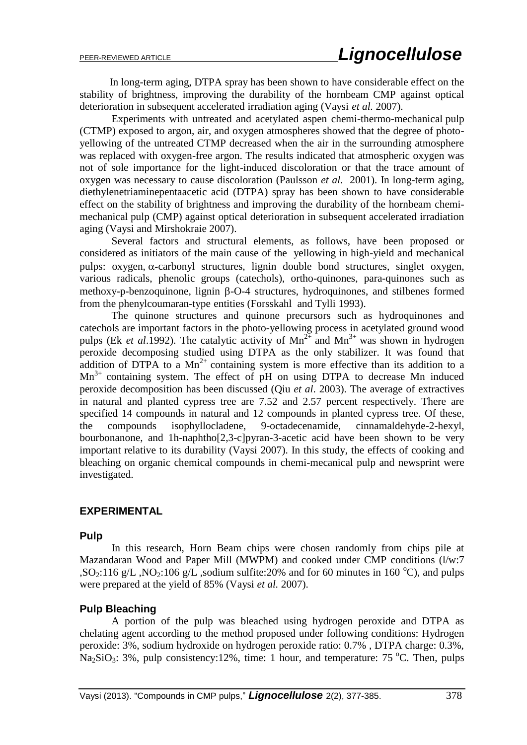In long-term aging, DTPA spray has been shown to have considerable effect on the stability of brightness, improving the durability of the hornbeam CMP against optical deterioration in subsequent accelerated irradiation aging (Vaysi *et al.* 2007).

Experiments with untreated and acetylated aspen chemi-thermo-mechanical pulp (CTMP) exposed to argon, air, and oxygen atmospheres showed that the degree of photo-yellowing of the untreated CTMP decreased when the air in the surrounding atmosphere was replaced with oxygen-free argon. The results indicated that atmospheric oxygen was not of sole importance for the light-induced discoloration or that the trace amount of oxygen was necessary to cause discoloration (Paulsson *et al.* 2001). In long-term aging, diethylenetriaminepentaacetic acid (DTPA) spray has been shown to have considerable effect on the stability of brightness and improving the durability of the hornbeam chemi-mechanical pulp (CMP) against optical deterioration in subsequent accelerated irradiation aging (Vaysi and Mirshokraie 2007).

Several factors and structural elements, as follows, have been proposed or considered as initiators of the main cause of the yellowing in high-yield and mechanical pulps: oxygen, $\alpha$-carbonyl structures, lignin double bond structures, singlet oxygen, various radicals, phenolic groups (catechols), ortho-quinones, para-quinones such as methoxy-p-benzoquinone, lignin $\beta$-O-4 structures, hydroquinones, and stilbenes formed from the phenylcoumaran-type entities (Forsskahl and Tylli 1993).

The quinone structures and quinone precursors such as hydroquinones and catechols are important factors in the photo-yellowing process in acetylated ground wood pulps (Ek *et al*.1992). The catalytic activity of $Mn^{2+}$ and $Mn^{3+}$ was shown in hydrogen peroxide decomposing studied using DTPA as the only stabilizer. It was found that addition of DTPA to a $Mn^{2+}$ containing system is more effective than its addition to a $Mn^{3+}$ containing system. The effect of pH on using DTPA to decrease Mn induced peroxide decomposition has been discussed (Qiu *et al*. 2003). The average of extractives in natural and planted cypress tree are 7.52 and 2.57 percent respectively. There are specified 14 compounds in natural and 12 compounds in planted cypress tree. Of these, the compounds isophyllocladene, 9-octadecenamide, cinnamaldehyde-2-hexyl, bourbonanone, and 1h-naphtho[2,3-c]pyran-3-acetic acid have been shown to be very important relative to its durability (Vaysi 2007). In this study, the effects of cooking and bleaching on organic chemical compounds in chemi-mecanical pulp and newsprint were investigated.

## EXPERIMENTAL

### Pulp

In this research, Horn Beam chips were chosen randomly from chips pile at Mazandaran Wood and Paper Mill (MWPM) and cooked under CMP conditions (l/w:7 ,$SO_2$:116 g/L ,$NO_2$:106 g/L ,sodium sulfite:20% and for 60 minutes in 160 $^{o}$C), and pulps were prepared at the yield of 85% (Vaysi *et al.* 2007).

### Pulp Bleaching

A portion of the pulp was bleached using hydrogen peroxide and DTPA as chelating agent according to the method proposed under following conditions: Hydrogen peroxide: 3%, sodium hydroxide on hydrogen peroxide ratio: 0.7% , DTPA charge: 0.3%, $Na_2SiO_3$: 3%, pulp consistency:12%, time: 1 hour, and temperature: 75 $^{o}$C. Then, pulps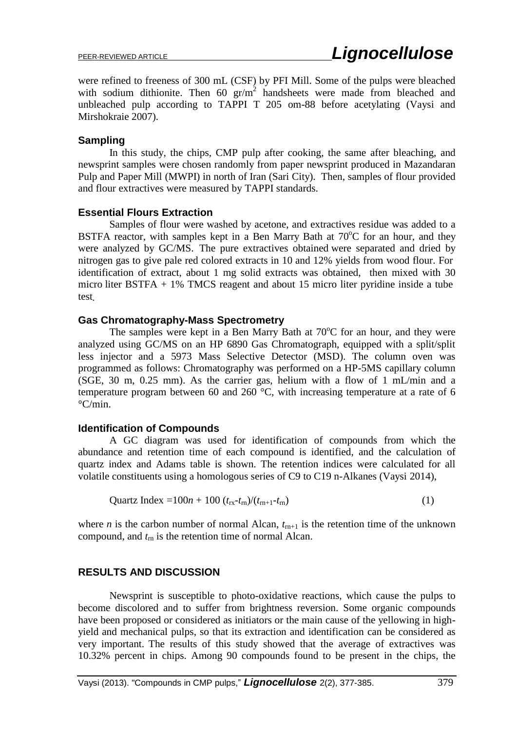were refined to freeness of 300 mL (CSF) by PFI Mill. Some of the pulps were bleached with sodium dithionite. Then 60 $gr/m^2$ handsheets were made from bleached and unbleached pulp according to TAPPI T 205 om-88 before acetylating (Vaysi and Mirshokraie 2007).

### Sampling

In this study, the chips, CMP pulp after cooking, the same after bleaching, and newsprint samples were chosen randomly from paper newsprint produced in Mazandaran Pulp and Paper Mill (MWPI) in north of Iran (Sari City). Then, samples of flour provided and flour extractives were measured by TAPPI standards.

### Essential Flours Extraction

Samples of flour were washed by acetone, and extractives residue was added to a BSTFA reactor, with samples kept in a Ben Marry Bath at 70°C for an hour, and they were analyzed by GC/MS. The pure extractives obtained were separated and dried by nitrogen gas to give pale red colored extracts in 10 and 12% yields from wood flour. For identification of extract, about 1 mg solid extracts was obtained, then mixed with 30 micro liter BSTFA + 1% TMCS reagent and about 15 micro liter pyridine inside a tube test.

### Gas Chromatography-Mass Spectrometry

The samples were kept in a Ben Marry Bath at 70°C for an hour, and they were analyzed using GC/MS on an HP 6890 Gas Chromatograph, equipped with a split/split less injector and a 5973 Mass Selective Detector (MSD). The column oven was programmed as follows: Chromatography was performed on a HP-5MS capillary column (SGE, 30 m, 0.25 mm). As the carrier gas, helium with a flow of 1 mL/min and a temperature program between 60 and 260 °C, with increasing temperature at a rate of 6 °C/min.

### Identification of Compounds

A GC diagram was used for identification of compounds from which the abundance and retention time of each compound is identified, and the calculation of quartz index and Adams table is shown. The retention indices were calculated for all volatile constituents using a homologous series of C9 to C19 n-Alkanes (Vaysi 2014),

$$\text{Quartz Index} = 100n + 100\,(t_{rx} - t_{rn})/(t_{rn+1} - t_{rn}) \qquad (1)$$

where $n$ is the carbon number of normal Alcan, $t_{rn+1}$ is the retention time of the unknown compound, and $t_{rn}$ is the retention time of normal Alcan.

## RESULTS AND DISCUSSION

Newsprint is susceptible to photo-oxidative reactions, which cause the pulps to become discolored and to suffer from brightness reversion. Some organic compounds have been proposed or considered as initiators or the main cause of the yellowing in high-yield and mechanical pulps, so that its extraction and identification can be considered as very important. The results of this study showed that the average of extractives was 10.32% percent in chips. Among 90 compounds found to be present in the chips, the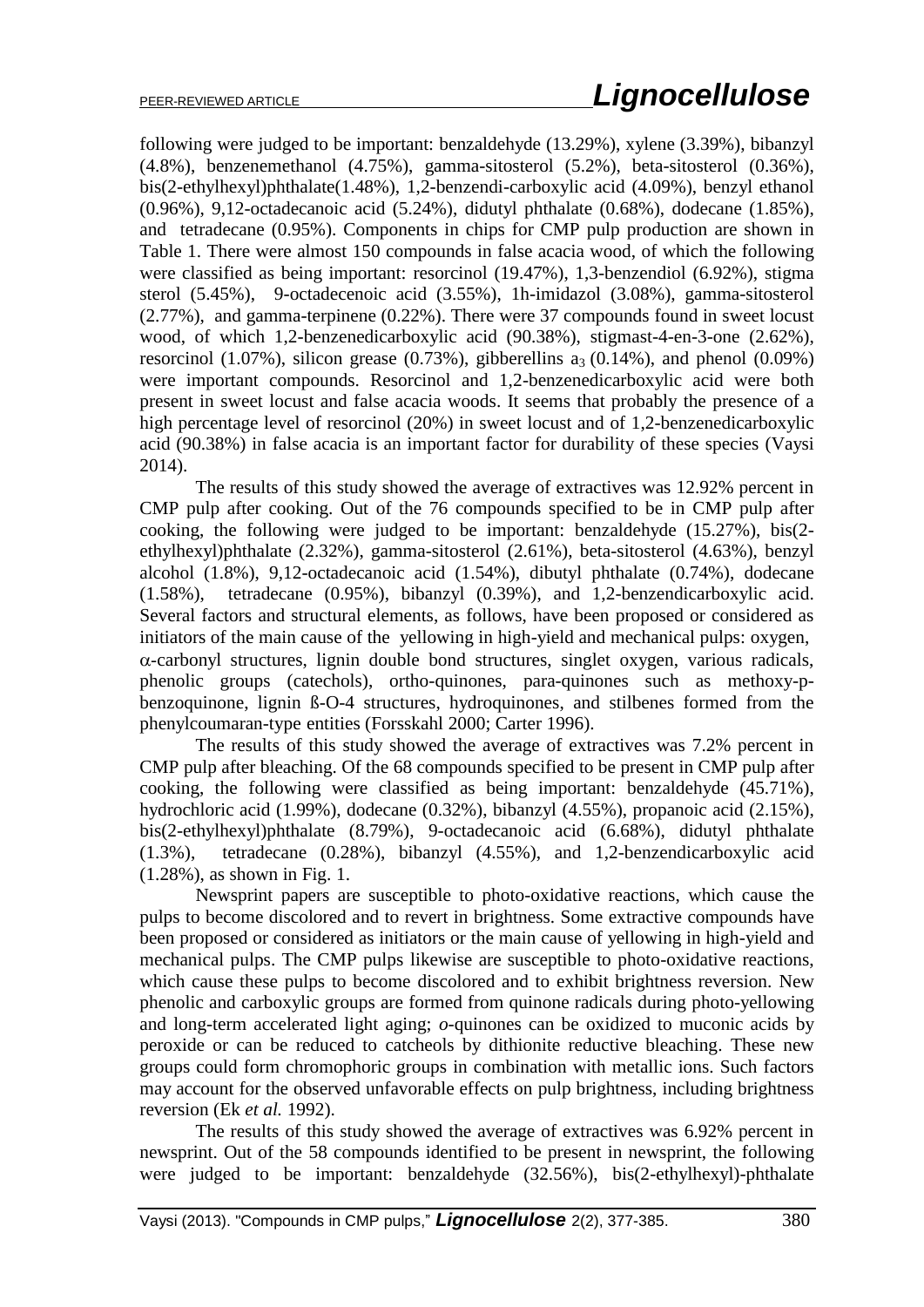following were judged to be important: benzaldehyde (13.29%), xylene (3.39%), bibanzyl (4.8%), benzenemethanol (4.75%), gamma-sitosterol (5.2%), beta-sitosterol (0.36%), bis(2-ethylhexyl)phthalate(1.48%), 1,2-benzendi-carboxylic acid (4.09%), benzyl ethanol (0.96%), 9,12-octadecanoic acid (5.24%), didutyl phthalate (0.68%), dodecane (1.85%), and tetradecane (0.95%). Components in chips for CMP pulp production are shown in Table 1. There were almost 150 compounds in false acacia wood, of which the following were classified as being important: resorcinol (19.47%), 1,3-benzendiol (6.92%), stigma sterol (5.45%), 9-octadecenoic acid (3.55%), 1h-imidazol (3.08%), gamma-sitosterol (2.77%), and gamma-terpinene (0.22%). There were 37 compounds found in sweet locust wood, of which 1,2-benzenedicarboxylic acid (90.38%), stigmast-4-en-3-one (2.62%), resorcinol (1.07%), silicon grease (0.73%), gibberellins $a_3$ (0.14%), and phenol (0.09%) were important compounds. Resorcinol and 1,2-benzenedicarboxylic acid were both present in sweet locust and false acacia woods. It seems that probably the presence of a high percentage level of resorcinol (20%) in sweet locust and of 1,2-benzenedicarboxylic acid (90.38%) in false acacia is an important factor for durability of these species (Vaysi 2014).

The results of this study showed the average of extractives was 12.92% percent in CMP pulp after cooking. Out of the 76 compounds specified to be in CMP pulp after cooking, the following were judged to be important: benzaldehyde (15.27%), bis(2-ethylhexyl)phthalate (2.32%), gamma-sitosterol (2.61%), beta-sitosterol (4.63%), benzyl alcohol (1.8%), 9,12-octadecanoic acid (1.54%), dibutyl phthalate (0.74%), dodecane (1.58%), tetradecane (0.95%), bibanzyl (0.39%), and 1,2-benzendicarboxylic acid. Several factors and structural elements, as follows, have been proposed or considered as initiators of the main cause of the yellowing in high-yield and mechanical pulps: oxygen, $\alpha$-carbonyl structures, lignin double bond structures, singlet oxygen, various radicals, phenolic groups (catechols), ortho-quinones, para-quinones such as methoxy-p-benzoquinone, lignin ß-O-4 structures, hydroquinones, and stilbenes formed from the phenylcoumaran-type entities (Forsskahl 2000; Carter 1996).

The results of this study showed the average of extractives was 7.2% percent in CMP pulp after bleaching. Of the 68 compounds specified to be present in CMP pulp after cooking, the following were classified as being important: benzaldehyde (45.71%), hydrochloric acid (1.99%), dodecane (0.32%), bibanzyl (4.55%), propanoic acid (2.15%), bis(2-ethylhexyl)phthalate (8.79%), 9-octadecanoic acid (6.68%), didutyl phthalate (1.3%), tetradecane (0.28%), bibanzyl (4.55%), and 1,2-benzendicarboxylic acid (1.28%), as shown in Fig. 1.

Newsprint papers are susceptible to photo-oxidative reactions, which cause the pulps to become discolored and to revert in brightness. Some extractive compounds have been proposed or considered as initiators or the main cause of yellowing in high-yield and mechanical pulps. The CMP pulps likewise are susceptible to photo-oxidative reactions, which cause these pulps to become discolored and to exhibit brightness reversion. New phenolic and carboxylic groups are formed from quinone radicals during photo-yellowing and long-term accelerated light aging; *o*-quinones can be oxidized to muconic acids by peroxide or can be reduced to catcheols by dithionite reductive bleaching. These new groups could form chromophoric groups in combination with metallic ions. Such factors may account for the observed unfavorable effects on pulp brightness, including brightness reversion (Ek *et al.* 1992).

The results of this study showed the average of extractives was 6.92% percent in newsprint. Out of the 58 compounds identified to be present in newsprint, the following were judged to be important: benzaldehyde (32.56%), bis(2-ethylhexyl)-phthalate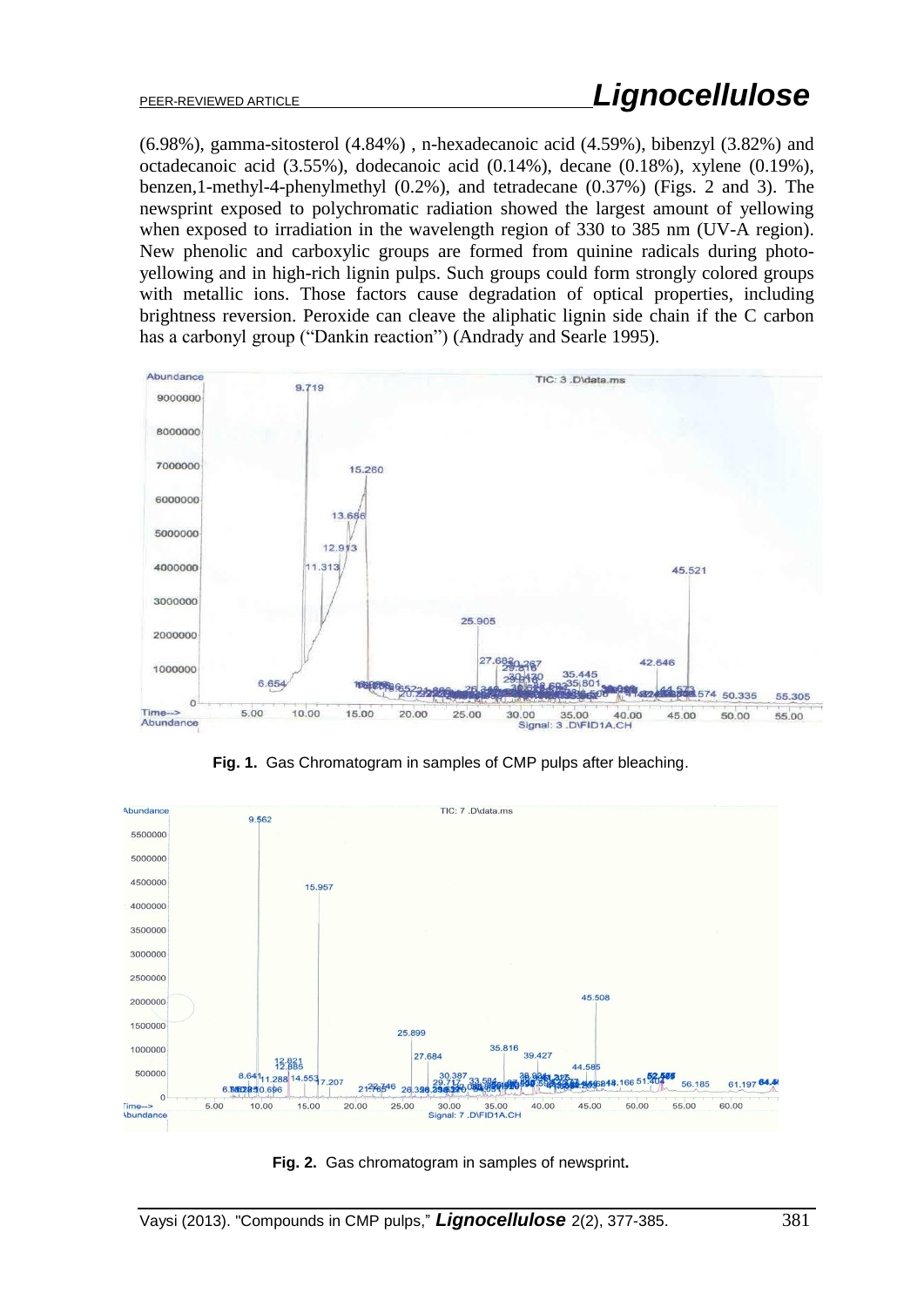(6.98%), gamma-sitosterol (4.84%) , n-hexadecanoic acid (4.59%), bibenzyl (3.82%) and octadecanoic acid (3.55%), dodecanoic acid (0.14%), decane (0.18%), xylene (0.19%), benzen,1-methyl-4-phenylmethyl (0.2%), and tetradecane (0.37%) (Figs. 2 and 3). The newsprint exposed to polychromatic radiation showed the largest amount of yellowing when exposed to irradiation in the wavelength region of 330 to 385 nm (UV-A region). New phenolic and carboxylic groups are formed from quinine radicals during photo-yellowing and in high-rich lignin pulps. Such groups could form strongly colored groups with metallic ions. Those factors cause degradation of optical properties, including brightness reversion. Peroxide can cleave the aliphatic lignin side chain if the C carbon has a carbonyl group ("Dankin reaction") (Andrady and Searle 1995).

**Fig. 1.** Gas Chromatogram in samples of CMP pulps after bleaching.

**Fig. 2.** Gas chromatogram in samples of newsprint**.**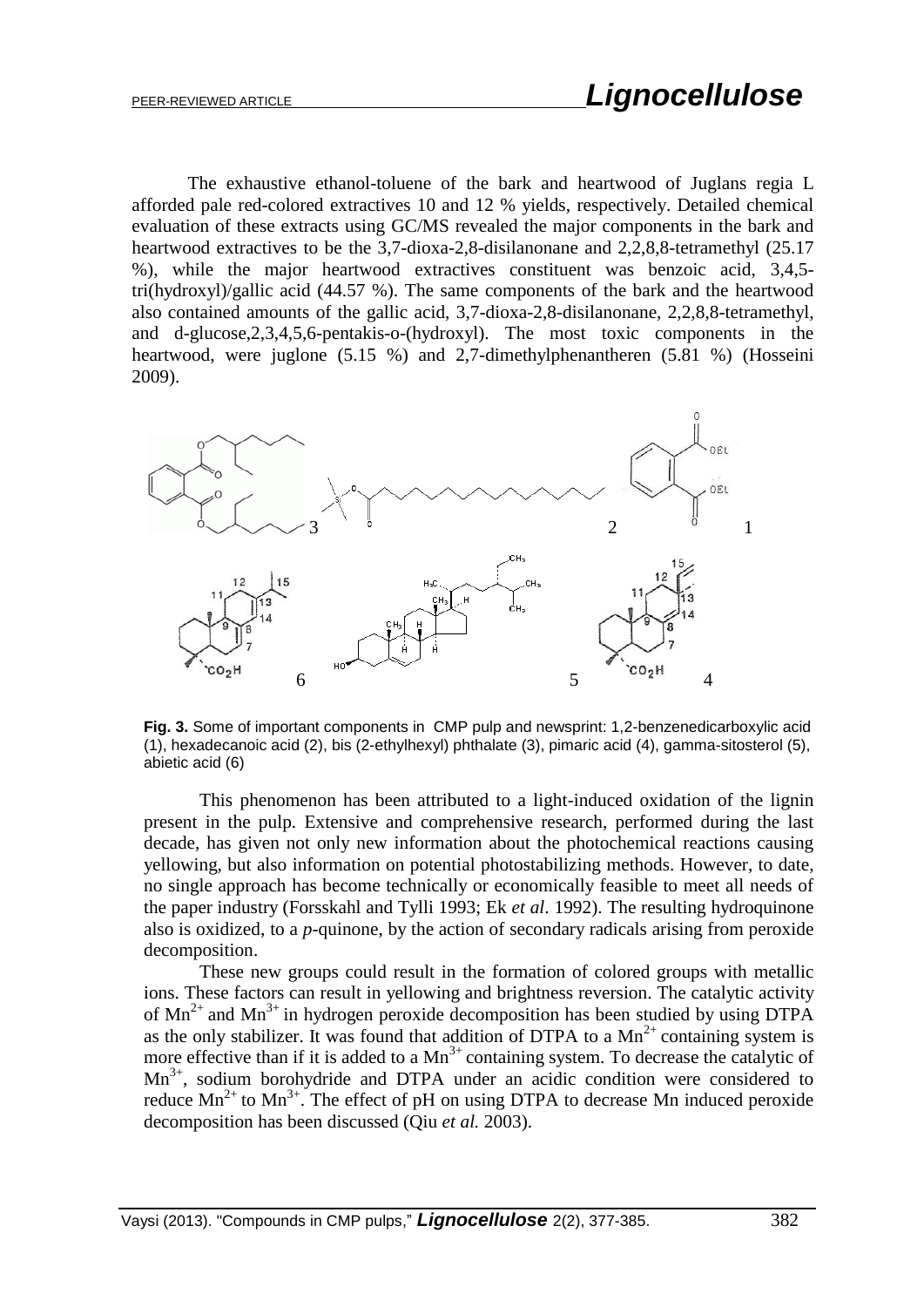The exhaustive ethanol-toluene of the bark and heartwood of Juglans regia L afforded pale red-colored extractives 10 and 12 % yields, respectively. Detailed chemical evaluation of these extracts using GC/MS revealed the major components in the bark and heartwood extractives to be the 3,7-dioxa-2,8-disilanonane and 2,2,8,8-tetramethyl (25.17 %), while the major heartwood extractives constituent was benzoic acid, 3,4,5-tri(hydroxyl)/gallic acid (44.57 %). The same components of the bark and the heartwood also contained amounts of the gallic acid, 3,7-dioxa-2,8-disilanonane, 2,2,8,8-tetramethyl, and d-glucose,2,3,4,5,6-pentakis-o-(hydroxyl). The most toxic components in the heartwood, were juglone (5.15 %) and 2,7-dimethylphenantheren (5.81 %) (Hosseini 2009).

**Fig. 3.** Some of important components in CMP pulp and newsprint: 1,2-benzenedicarboxylic acid (1), hexadecanoic acid (2), bis (2-ethylhexyl) phthalate (3), pimaric acid (4), gamma-sitosterol (5), abietic acid (6)

This phenomenon has been attributed to a light-induced oxidation of the lignin present in the pulp. Extensive and comprehensive research, performed during the last decade, has given not only new information about the photochemical reactions causing yellowing, but also information on potential photostabilizing methods. However, to date, no single approach has become technically or economically feasible to meet all needs of the paper industry (Forsskahl and Tylli 1993; Ek *et al*. 1992). The resulting hydroquinone also is oxidized, to a *p*-quinone, by the action of secondary radicals arising from peroxide decomposition.

These new groups could result in the formation of colored groups with metallic ions. These factors can result in yellowing and brightness reversion. The catalytic activity of $Mn^{2+}$ and $Mn^{3+}$ in hydrogen peroxide decomposition has been studied by using DTPA as the only stabilizer. It was found that addition of DTPA to a $Mn^{2+}$ containing system is more effective than if it is added to a $Mn^{3+}$ containing system. To decrease the catalytic of $Mn^{3+}$, sodium borohydride and DTPA under an acidic condition were considered to reduce $Mn^{2+}$ to $Mn^{3+}$. The effect of pH on using DTPA to decrease Mn induced peroxide decomposition has been discussed (Qiu *et al.* 2003).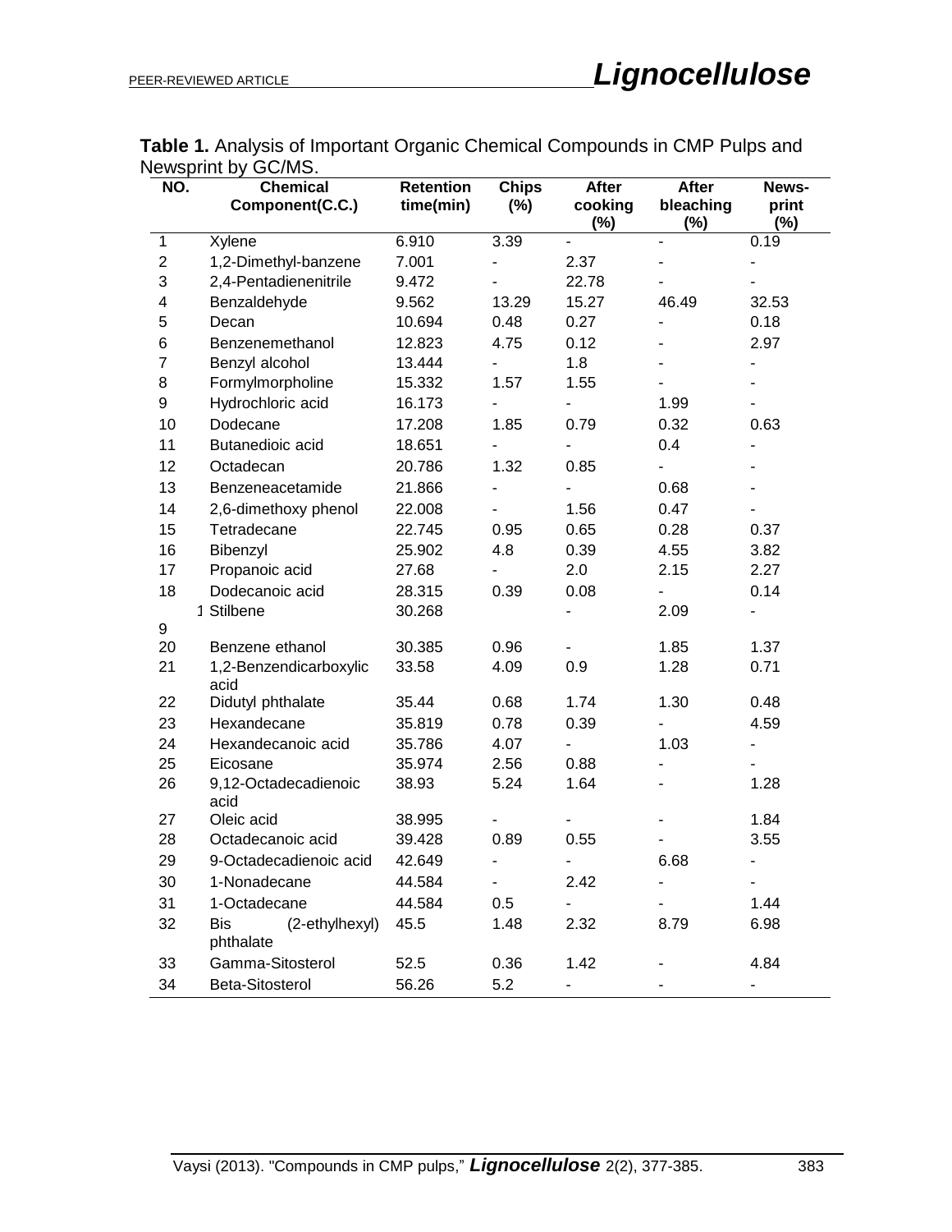**Table 1.** Analysis of Important Organic Chemical Compounds in CMP Pulps and Newsprint by GC/MS.

| NO. | Chemical Component(C.C.) | Retention time(min) | Chips (%) | After cooking (%) | After bleaching (%) | News-print (%) |
|---|---|---|---|---|---|---|
| 1 | Xylene | 6.910 | 3.39 | - | - | 0.19 |
| 2 | 1,2-Dimethyl-banzene | 7.001 | - | 2.37 | - | - |
| 3 | 2,4-Pentadienenitrile | 9.472 | - | 22.78 | - | - |
| 4 | Benzaldehyde | 9.562 | 13.29 | 15.27 | 46.49 | 32.53 |
| 5 | Decan | 10.694 | 0.48 | 0.27 | - | 0.18 |
| 6 | Benzenemethanol | 12.823 | 4.75 | 0.12 | - | 2.97 |
| 7 | Benzyl alcohol | 13.444 | - | 1.8 | - | - |
| 8 | Formylmorpholine | 15.332 | 1.57 | 1.55 | - | - |
| 9 | Hydrochloric acid | 16.173 | - | - | 1.99 | - |
| 10 | Dodecane | 17.208 | 1.85 | 0.79 | 0.32 | 0.63 |
| 11 | Butanedioic acid | 18.651 | - | - | 0.4 | - |
| 12 | Octadecan | 20.786 | 1.32 | 0.85 | - | - |
| 13 | Benzeneacetamide | 21.866 | - | - | 0.68 | - |
| 14 | 2,6-dimethoxy phenol | 22.008 | - | 1.56 | 0.47 | - |
| 15 | Tetradecane | 22.745 | 0.95 | 0.65 | 0.28 | 0.37 |
| 16 | Bibenzyl | 25.902 | 4.8 | 0.39 | 4.55 | 3.82 |
| 17 | Propanoic acid | 27.68 | - | 2.0 | 2.15 | 2.27 |
| 18 | Dodecanoic acid | 28.315 | 0.39 | 0.08 | - | 0.14 |
| 19 | Stilbene | 30.268 | | - | 2.09 | - |
| 20 | Benzene ethanol | 30.385 | 0.96 | - | 1.85 | 1.37 |
| 21 | 1,2-Benzendicarboxylic acid | 33.58 | 4.09 | 0.9 | 1.28 | 0.71 |
| 22 | Didutyl phthalate | 35.44 | 0.68 | 1.74 | 1.30 | 0.48 |
| 23 | Hexandecane | 35.819 | 0.78 | 0.39 | - | 4.59 |
| 24 | Hexandecanoic acid | 35.786 | 4.07 | - | 1.03 | - |
| 25 | Eicosane | 35.974 | 2.56 | 0.88 | - | - |
| 26 | 9,12-Octadecadienoic acid | 38.93 | 5.24 | 1.64 | - | 1.28 |
| 27 | Oleic acid | 38.995 | - | - | - | 1.84 |
| 28 | Octadecanoic acid | 39.428 | 0.89 | 0.55 | - | 3.55 |
| 29 | 9-Octadecadienoic acid | 42.649 | - | - | 6.68 | - |
| 30 | 1-Nonadecane | 44.584 | - | 2.42 | - | - |
| 31 | 1-Octadecane | 44.584 | 0.5 | - | - | 1.44 |
| 32 | Bis (2-ethylhexyl) phthalate | 45.5 | 1.48 | 2.32 | 8.79 | 6.98 |
| 33 | Gamma-Sitosterol | 52.5 | 0.36 | 1.42 | - | 4.84 |
| 34 | Beta-Sitosterol | 56.26 | 5.2 | - | - | - |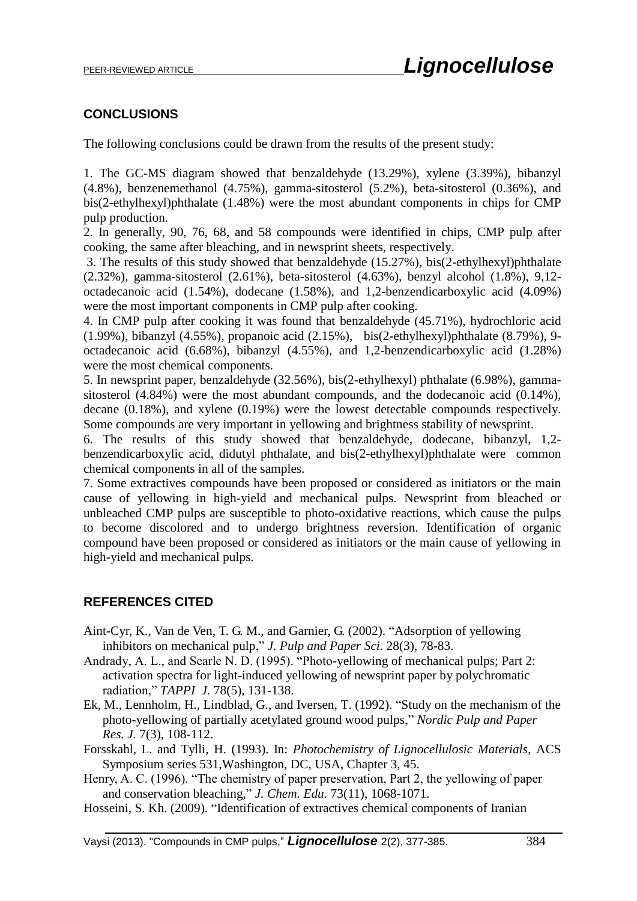## CONCLUSIONS

The following conclusions could be drawn from the results of the present study:

1. The GC-MS diagram showed that benzaldehyde (13.29%), xylene (3.39%), bibanzyl (4.8%), benzenemethanol (4.75%), gamma-sitosterol (5.2%), beta-sitosterol (0.36%), and bis(2-ethylhexyl)phthalate (1.48%) were the most abundant components in chips for CMP pulp production.
2. In generally, 90, 76, 68, and 58 compounds were identified in chips, CMP pulp after cooking, the same after bleaching, and in newsprint sheets, respectively.
3. The results of this study showed that benzaldehyde (15.27%), bis(2-ethylhexyl)phthalate (2.32%), gamma-sitosterol (2.61%), beta-sitosterol (4.63%), benzyl alcohol (1.8%), 9,12-octadecanoic acid (1.54%), dodecane (1.58%), and 1,2-benzendicarboxylic acid (4.09%) were the most important components in CMP pulp after cooking.
4. In CMP pulp after cooking it was found that benzaldehyde (45.71%), hydrochloric acid (1.99%), bibanzyl (4.55%), propanoic acid (2.15%), bis(2-ethylhexyl)phthalate (8.79%), 9-octadecanoic acid (6.68%), bibanzyl (4.55%), and 1,2-benzendicarboxylic acid (1.28%) were the most chemical components.
5. In newsprint paper, benzaldehyde (32.56%), bis(2-ethylhexyl) phthalate (6.98%), gamma-sitosterol (4.84%) were the most abundant compounds, and the dodecanoic acid (0.14%), decane (0.18%), and xylene (0.19%) were the lowest detectable compounds respectively. Some compounds are very important in yellowing and brightness stability of newsprint.
6. The results of this study showed that benzaldehyde, dodecane, bibanzyl, 1,2-benzendicarboxylic acid, didutyl phthalate, and bis(2-ethylhexyl)phthalate were common chemical components in all of the samples.
7. Some extractives compounds have been proposed or considered as initiators or the main cause of yellowing in high-yield and mechanical pulps. Newsprint from bleached or unbleached CMP pulps are susceptible to photo-oxidative reactions, which cause the pulps to become discolored and to undergo brightness reversion. Identification of organic compound have been proposed or considered as initiators or the main cause of yellowing in high-yield and mechanical pulps.

## REFERENCES CITED

Aint-Cyr, K., Van de Ven, T. G. M., and Garnier, G. (2002). "Adsorption of yellowing inhibitors on mechanical pulp," *J. Pulp and Paper Sci.* 28(3), 78-83.

Andrady, A. L., and Searle N. D. (1995). "Photo-yellowing of mechanical pulps; Part 2: activation spectra for light-induced yellowing of newsprint paper by polychromatic radiation," *TAPPI J.* 78(5), 131-138.

Ek, M., Lennholm, H., Lindblad, G., and Iversen, T. (1992). "Study on the mechanism of the photo-yellowing of partially acetylated ground wood pulps," *Nordic Pulp and Paper Res. J.* 7(3), 108-112.

Forsskahl, L. and Tylli, H. (1993). In: *Photochemistry of Lignocellulosic Materials*, ACS Symposium series 531,Washington, DC, USA, Chapter 3, 45.

Henry, A. C. (1996). "The chemistry of paper preservation, Part 2, the yellowing of paper and conservation bleaching," *J. Chem. Edu.* 73(11), 1068-1071.

Hosseini, S. Kh. (2009). "Identification of extractives chemical components of Iranian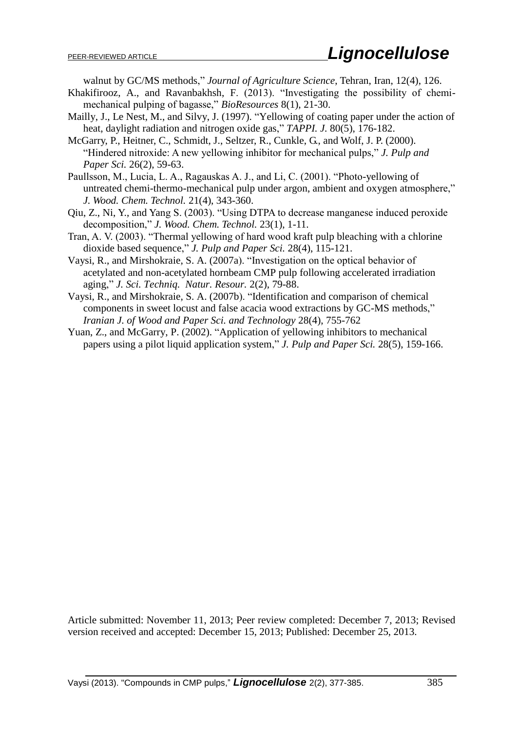walnut by GC/MS methods," *Journal of Agriculture Science*, Tehran, Iran, 12(4), 126.

Khakifirooz, A., and Ravanbakhsh, F. (2013). "Investigating the possibility of chemi-mechanical pulping of bagasse," *BioResources* 8(1), 21-30.

Mailly, J., Le Nest, M., and Silvy, J. (1997). "Yellowing of coating paper under the action of heat, daylight radiation and nitrogen oxide gas," *TAPPI. J.* 80(5), 176-182.

McGarry, P., Heitner, C., Schmidt, J., Seltzer, R., Cunkle, G., and Wolf, J. P. (2000). "Hindered nitroxide: A new yellowing inhibitor for mechanical pulps," *J. Pulp and Paper Sci.* 26(2), 59-63.

Paullsson, M., Lucia, L. A., Ragauskas A. J., and Li, C. (2001). "Photo-yellowing of untreated chemi-thermo-mechanical pulp under argon, ambient and oxygen atmosphere," *J. Wood. Chem. Technol.* 21(4), 343-360.

Qiu, Z., Ni, Y., and Yang S. (2003). "Using DTPA to decrease manganese induced peroxide decomposition," *J. Wood. Chem. Technol.* 23(1), 1-11.

Tran, A. V. (2003). "Thermal yellowing of hard wood kraft pulp bleaching with a chlorine dioxide based sequence," *J. Pulp and Paper Sci.* 28(4), 115-121.

Vaysi, R., and Mirshokraie, S. A. (2007a). "Investigation on the optical behavior of acetylated and non-acetylated hornbeam CMP pulp following accelerated irradiation aging," *J. Sci. Techniq. Natur. Resour.* 2(2), 79-88.

Vaysi, R., and Mirshokraie, S. A. (2007b). "Identification and comparison of chemical components in sweet locust and false acacia wood extractions by GC-MS methods," *Iranian J. of Wood and Paper Sci. and Technology* 28(4), 755-762

Yuan, Z., and McGarry, P. (2002). "Application of yellowing inhibitors to mechanical papers using a pilot liquid application system," *J. Pulp and Paper Sci.* 28(5), 159-166.

Article submitted: November 11, 2013; Peer review completed: December 7, 2013; Revised version received and accepted: December 15, 2013; Published: December 25, 2013.